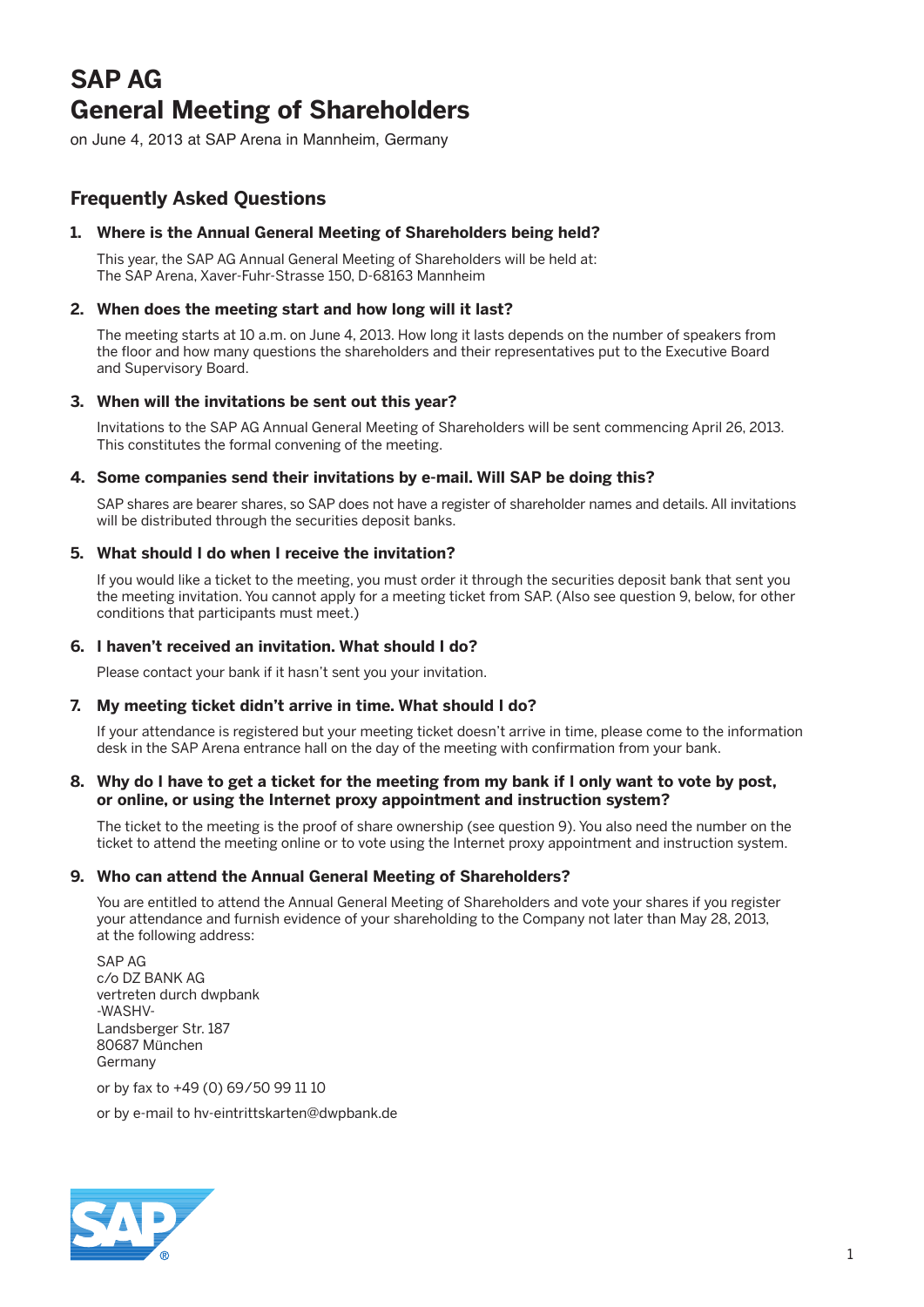# SAP AG
# General Meeting of Shareholders

on June 4, 2013 at SAP Arena in Mannheim, Germany

## Frequently Asked Questions

### 1. Where is the Annual General Meeting of Shareholders being held?

This year, the SAP AG Annual General Meeting of Shareholders will be held at:
The SAP Arena, Xaver-Fuhr-Strasse 150, D-68163 Mannheim

### 2. When does the meeting start and how long will it last?

The meeting starts at 10 a.m. on June 4, 2013. How long it lasts depends on the number of speakers from the floor and how many questions the shareholders and their representatives put to the Executive Board and Supervisory Board.

### 3. When will the invitations be sent out this year?

Invitations to the SAP AG Annual General Meeting of Shareholders will be sent commencing April 26, 2013. This constitutes the formal convening of the meeting.

### 4. Some companies send their invitations by e-mail. Will SAP be doing this?

SAP shares are bearer shares, so SAP does not have a register of shareholder names and details. All invitations will be distributed through the securities deposit banks.

### 5. What should I do when I receive the invitation?

If you would like a ticket to the meeting, you must order it through the securities deposit bank that sent you the meeting invitation. You cannot apply for a meeting ticket from SAP. (Also see question 9, below, for other conditions that participants must meet.)

### 6. I haven't received an invitation. What should I do?

Please contact your bank if it hasn't sent you your invitation.

### 7. My meeting ticket didn't arrive in time. What should I do?

If your attendance is registered but your meeting ticket doesn't arrive in time, please come to the information desk in the SAP Arena entrance hall on the day of the meeting with confirmation from your bank.

### 8. Why do I have to get a ticket for the meeting from my bank if I only want to vote by post, or online, or using the Internet proxy appointment and instruction system?

The ticket to the meeting is the proof of share ownership (see question 9). You also need the number on the ticket to attend the meeting online or to vote using the Internet proxy appointment and instruction system.

### 9. Who can attend the Annual General Meeting of Shareholders?

You are entitled to attend the Annual General Meeting of Shareholders and vote your shares if you register your attendance and furnish evidence of your shareholding to the Company not later than May 28, 2013, at the following address:

SAP AG
c/o DZ BANK AG
vertreten durch dwpbank
-WASHV-
Landsberger Str. 187
80687 München
Germany

or by fax to +49 (0) 69/50 99 11 10

or by e-mail to hv-eintrittskarten@dwpbank.de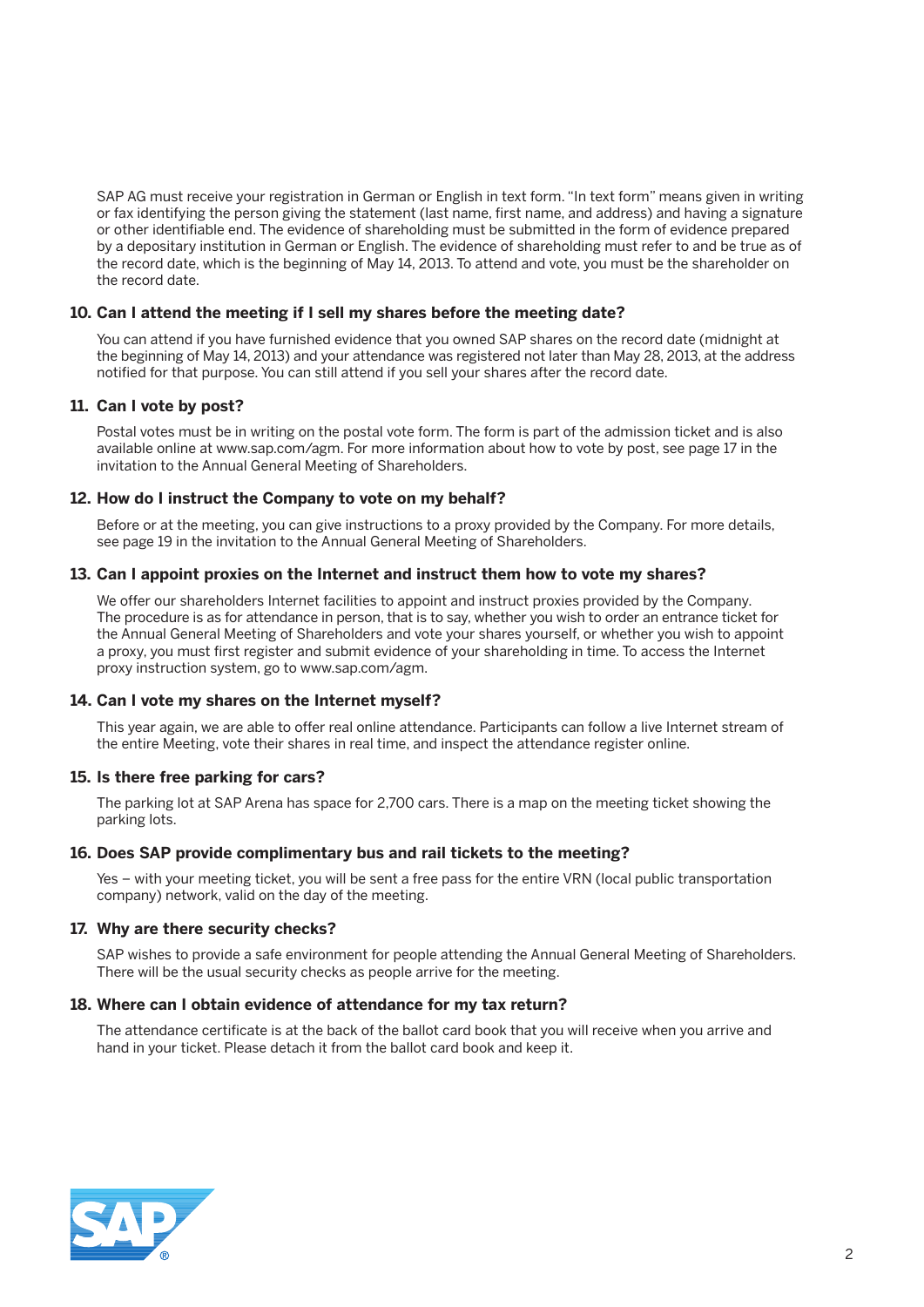SAP AG must receive your registration in German or English in text form. "In text form" means given in writing or fax identifying the person giving the statement (last name, first name, and address) and having a signature or other identifiable end. The evidence of shareholding must be submitted in the form of evidence prepared by a depositary institution in German or English. The evidence of shareholding must refer to and be true as of the record date, which is the beginning of May 14, 2013. To attend and vote, you must be the shareholder on the record date.

### 10. Can I attend the meeting if I sell my shares before the meeting date?

You can attend if you have furnished evidence that you owned SAP shares on the record date (midnight at the beginning of May 14, 2013) and your attendance was registered not later than May 28, 2013, at the address notified for that purpose. You can still attend if you sell your shares after the record date.

### 11. Can I vote by post?

Postal votes must be in writing on the postal vote form. The form is part of the admission ticket and is also available online at www.sap.com/agm. For more information about how to vote by post, see page 17 in the invitation to the Annual General Meeting of Shareholders.

### 12. How do I instruct the Company to vote on my behalf?

Before or at the meeting, you can give instructions to a proxy provided by the Company. For more details, see page 19 in the invitation to the Annual General Meeting of Shareholders.

### 13. Can I appoint proxies on the Internet and instruct them how to vote my shares?

We offer our shareholders Internet facilities to appoint and instruct proxies provided by the Company. The procedure is as for attendance in person, that is to say, whether you wish to order an entrance ticket for the Annual General Meeting of Shareholders and vote your shares yourself, or whether you wish to appoint a proxy, you must first register and submit evidence of your shareholding in time. To access the Internet proxy instruction system, go to www.sap.com/agm.

### 14. Can I vote my shares on the Internet myself?

This year again, we are able to offer real online attendance. Participants can follow a live Internet stream of the entire Meeting, vote their shares in real time, and inspect the attendance register online.

### 15. Is there free parking for cars?

The parking lot at SAP Arena has space for 2,700 cars. There is a map on the meeting ticket showing the parking lots.

### 16. Does SAP provide complimentary bus and rail tickets to the meeting?

Yes – with your meeting ticket, you will be sent a free pass for the entire VRN (local public transportation company) network, valid on the day of the meeting.

### 17. Why are there security checks?

SAP wishes to provide a safe environment for people attending the Annual General Meeting of Shareholders. There will be the usual security checks as people arrive for the meeting.

### 18. Where can I obtain evidence of attendance for my tax return?

The attendance certificate is at the back of the ballot card book that you will receive when you arrive and hand in your ticket. Please detach it from the ballot card book and keep it.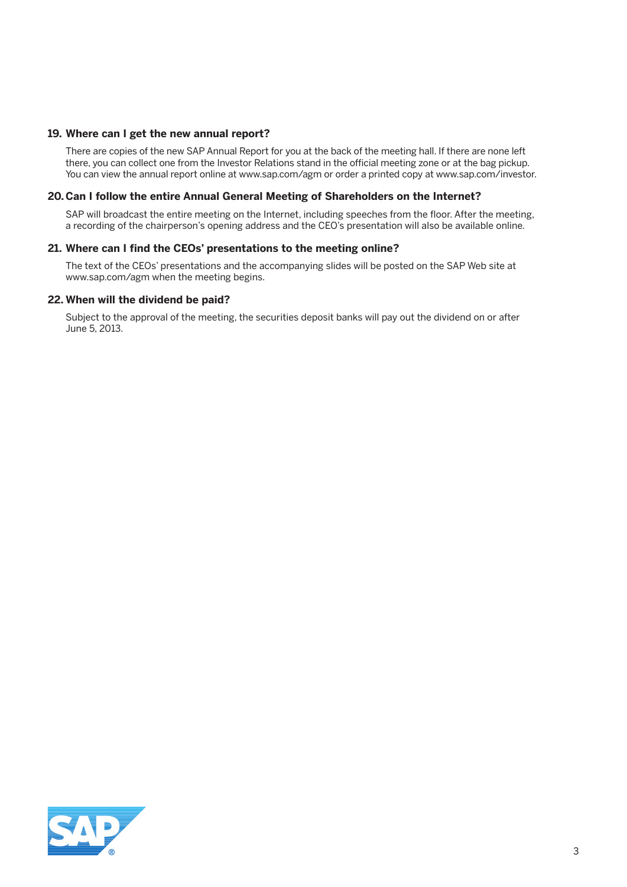**19. Where can I get the new annual report?**

There are copies of the new SAP Annual Report for you at the back of the meeting hall. If there are none left there, you can collect one from the Investor Relations stand in the official meeting zone or at the bag pickup. You can view the annual report online at www.sap.com/agm or order a printed copy at www.sap.com/investor.

**20. Can I follow the entire Annual General Meeting of Shareholders on the Internet?**

SAP will broadcast the entire meeting on the Internet, including speeches from the floor. After the meeting, a recording of the chairperson's opening address and the CEO's presentation will also be available online.

**21. Where can I find the CEOs' presentations to the meeting online?**

The text of the CEOs' presentations and the accompanying slides will be posted on the SAP Web site at www.sap.com/agm when the meeting begins.

**22. When will the dividend be paid?**

Subject to the approval of the meeting, the securities deposit banks will pay out the dividend on or after June 5, 2013.